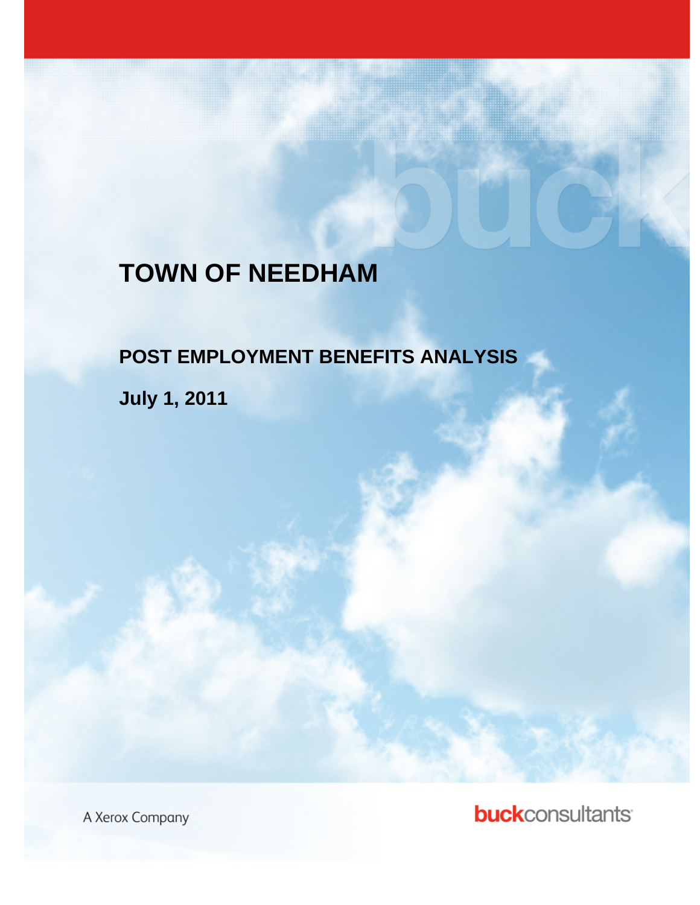# TOWN OF NEEDHAM

## POST EMPLOYMENT BENEFITS ANALYSIS

## July 1, 2011

A Xerox Company

buckconsultants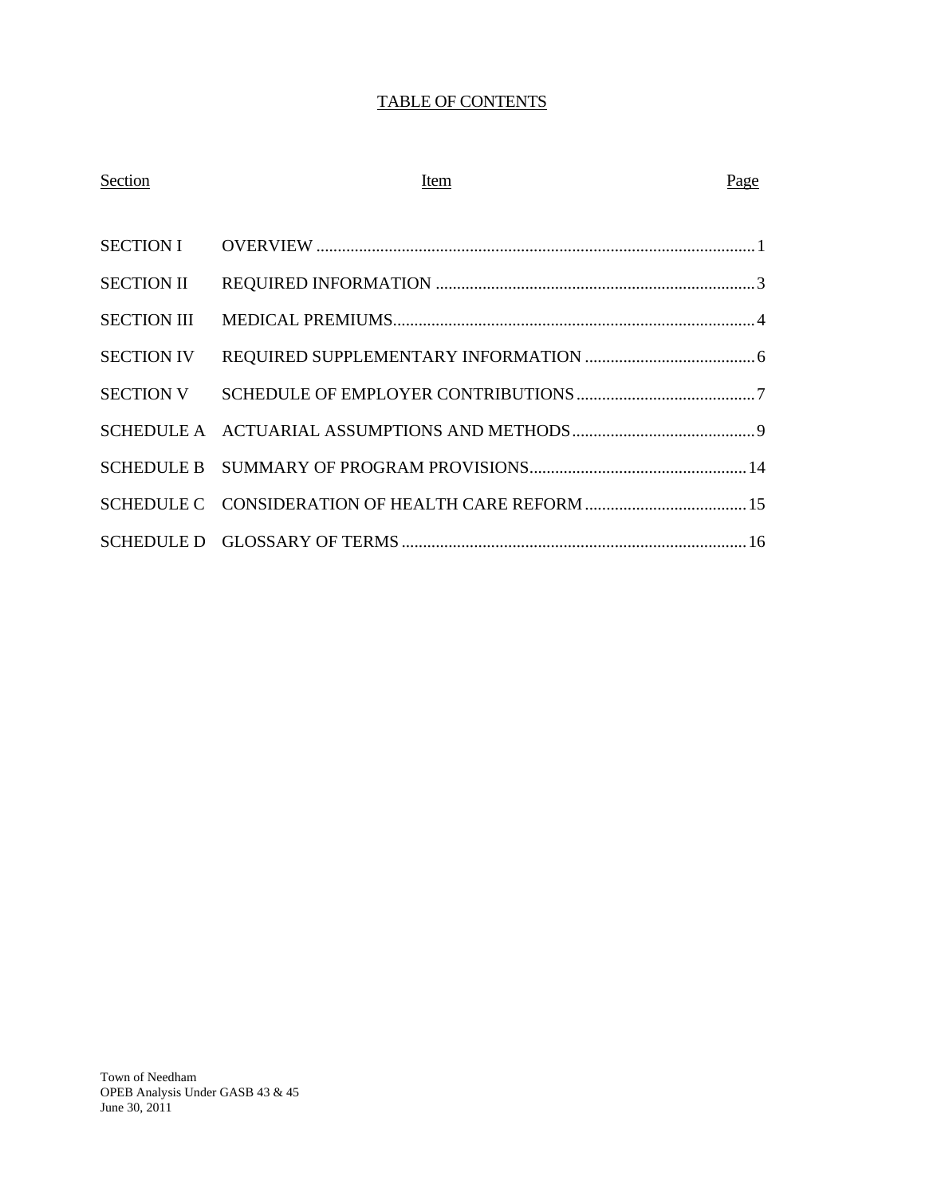# TABLE OF CONTENTS

| Section | Item | Page |
|---|---|---|
| SECTION I | OVERVIEW | 1 |
| SECTION II | REQUIRED INFORMATION | 3 |
| SECTION III | MEDICAL PREMIUMS | 4 |
| SECTION IV | REQUIRED SUPPLEMENTARY INFORMATION | 6 |
| SECTION V | SCHEDULE OF EMPLOYER CONTRIBUTIONS | 7 |
| SCHEDULE A | ACTUARIAL ASSUMPTIONS AND METHODS | 9 |
| SCHEDULE B | SUMMARY OF PROGRAM PROVISIONS | 14 |
| SCHEDULE C | CONSIDERATION OF HEALTH CARE REFORM | 15 |
| SCHEDULE D | GLOSSARY OF TERMS | 16 |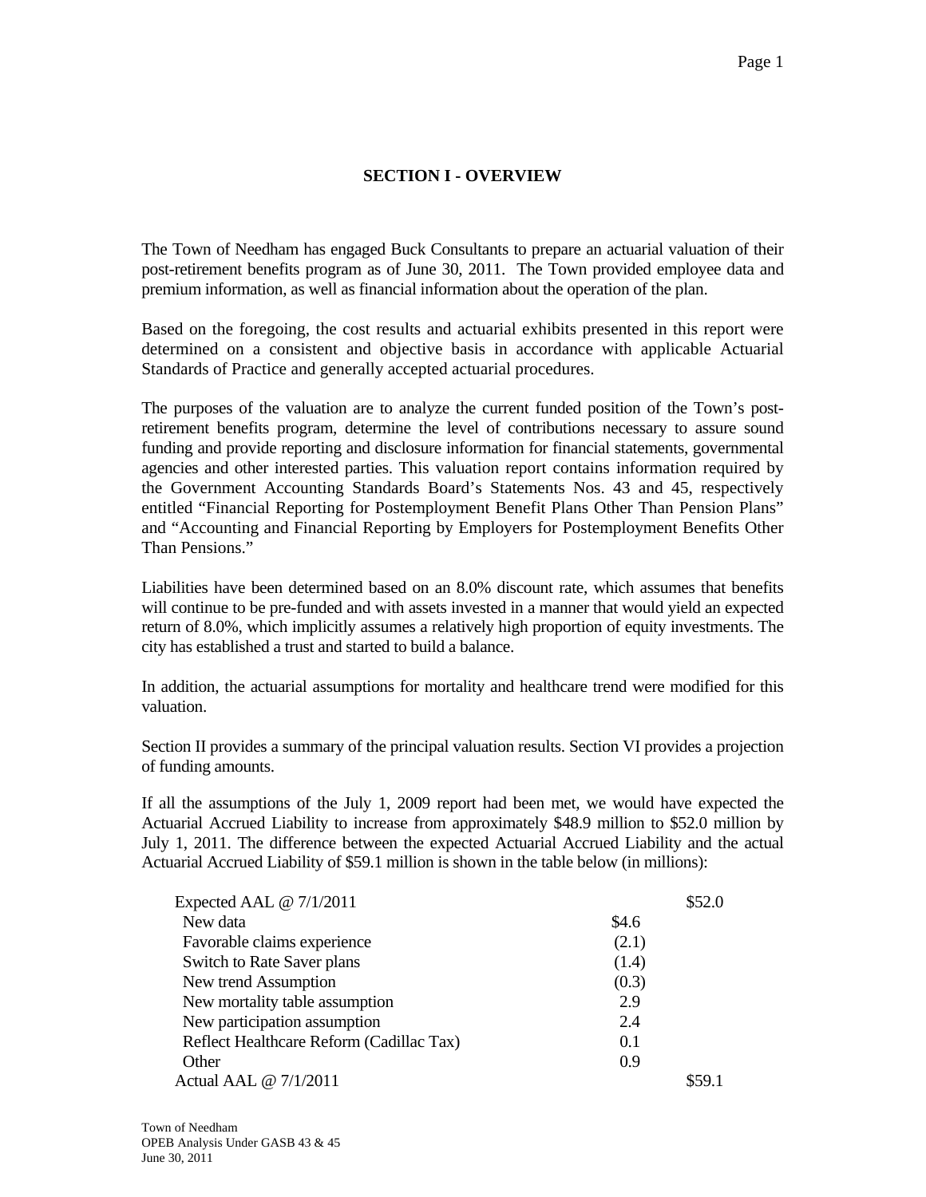# SECTION I - OVERVIEW

The Town of Needham has engaged Buck Consultants to prepare an actuarial valuation of their post-retirement benefits program as of June 30, 2011. The Town provided employee data and premium information, as well as financial information about the operation of the plan.

Based on the foregoing, the cost results and actuarial exhibits presented in this report were determined on a consistent and objective basis in accordance with applicable Actuarial Standards of Practice and generally accepted actuarial procedures.

The purposes of the valuation are to analyze the current funded position of the Town's post-retirement benefits program, determine the level of contributions necessary to assure sound funding and provide reporting and disclosure information for financial statements, governmental agencies and other interested parties. This valuation report contains information required by the Government Accounting Standards Board's Statements Nos. 43 and 45, respectively entitled "Financial Reporting for Postemployment Benefit Plans Other Than Pension Plans" and "Accounting and Financial Reporting by Employers for Postemployment Benefits Other Than Pensions."

Liabilities have been determined based on an 8.0% discount rate, which assumes that benefits will continue to be pre-funded and with assets invested in a manner that would yield an expected return of 8.0%, which implicitly assumes a relatively high proportion of equity investments. The city has established a trust and started to build a balance.

In addition, the actuarial assumptions for mortality and healthcare trend were modified for this valuation.

Section II provides a summary of the principal valuation results. Section VI provides a projection of funding amounts.

If all the assumptions of the July 1, 2009 report had been met, we would have expected the Actuarial Accrued Liability to increase from approximately $48.9 million to $52.0 million by July 1, 2011. The difference between the expected Actuarial Accrued Liability and the actual Actuarial Accrued Liability of $59.1 million is shown in the table below (in millions):

| | | |
|---|---|---|
| Expected AAL @ 7/1/2011 | | $52.0 |
| New data | $4.6 | |
| Favorable claims experience | (2.1) | |
| Switch to Rate Saver plans | (1.4) | |
| New trend Assumption | (0.3) | |
| New mortality table assumption | 2.9 | |
| New participation assumption | 2.4 | |
| Reflect Healthcare Reform (Cadillac Tax) | 0.1 | |
| Other | 0.9 | |
| Actual AAL @ 7/1/2011 | | $59.1 |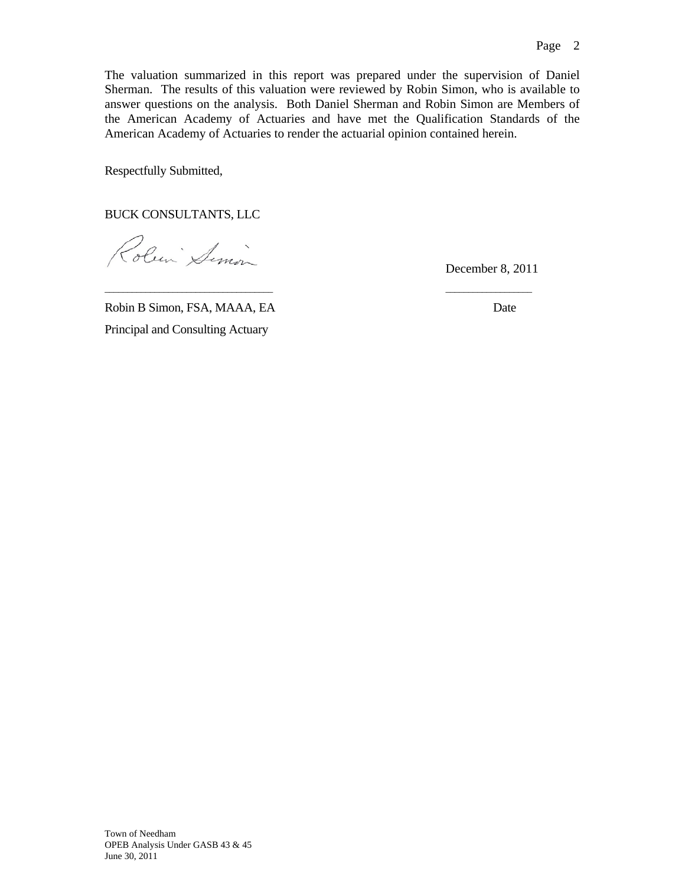The valuation summarized in this report was prepared under the supervision of Daniel Sherman. The results of this valuation were reviewed by Robin Simon, who is available to answer questions on the analysis. Both Daniel Sherman and Robin Simon are Members of the American Academy of Actuaries and have met the Qualification Standards of the American Academy of Actuaries to render the actuarial opinion contained herein.

Respectfully Submitted,

BUCK CONSULTANTS, LLC

December 8, 2011

\_\_\_\_\_\_\_\_\_\_\_\_\_\_\_\_\_\_\_\_\_\_\_\_\_\_\_\_ \_\_\_\_\_\_\_\_\_\_\_\_\_\_\_

Robin B Simon, FSA, MAAA, EA Date

Principal and Consulting Actuary

Town of Needham
OPEB Analysis Under GASB 43 & 45
June 30, 2011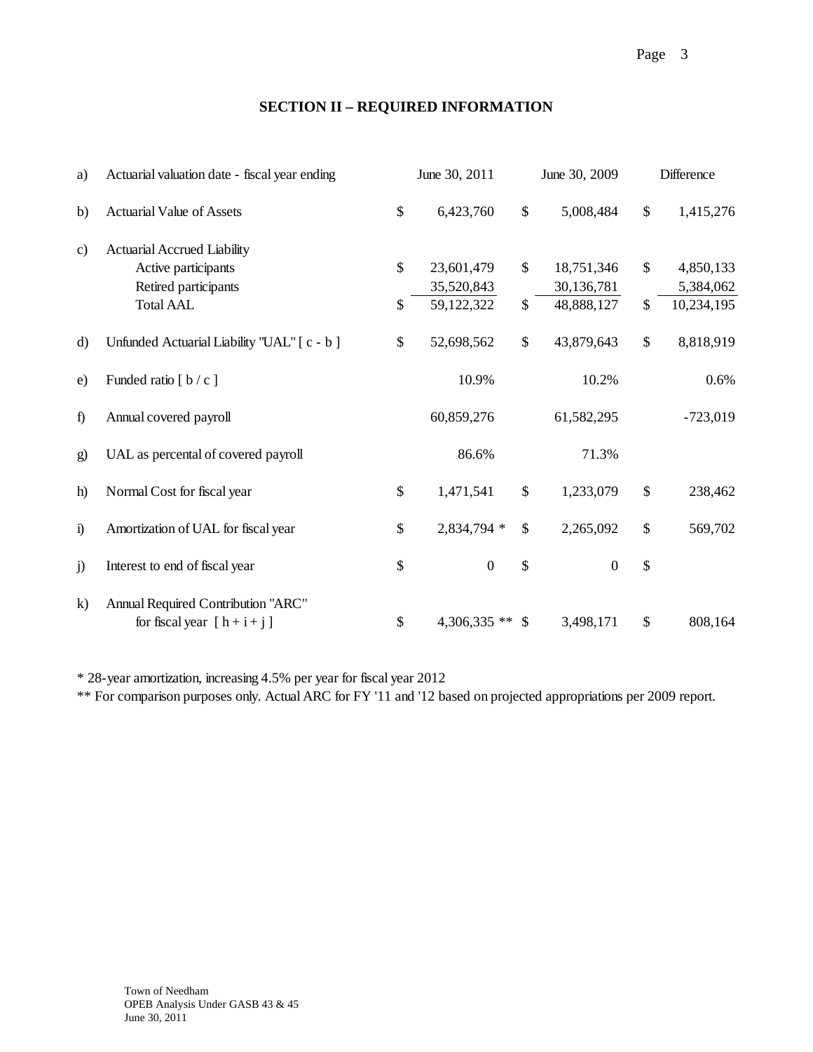## SECTION II – REQUIRED INFORMATION

| | | June 30, 2011 | June 30, 2009 | Difference |
|---|---|---|---|---|
| a) | Actuarial valuation date - fiscal year ending | June 30, 2011 | June 30, 2009 | Difference |
| b) | Actuarial Value of Assets | $ 6,423,760 | $ 5,008,484 | $ 1,415,276 |
| c) | Actuarial Accrued Liability | | | |
| | Active participants | $ 23,601,479 | $ 18,751,346 | $ 4,850,133 |
| | Retired participants | 35,520,843 | 30,136,781 | 5,384,062 |
| | Total AAL | $ 59,122,322 | $ 48,888,127 | $ 10,234,195 |
| d) | Unfunded Actuarial Liability "UAL" [ c - b ] | $ 52,698,562 | $ 43,879,643 | $ 8,818,919 |
| e) | Funded ratio [ b / c ] | 10.9% | 10.2% | 0.6% |
| f) | Annual covered payroll | 60,859,276 | 61,582,295 | -723,019 |
| g) | UAL as percental of covered payroll | 86.6% | 71.3% | |
| h) | Normal Cost for fiscal year | $ 1,471,541 | $ 1,233,079 | $ 238,462 |
| i) | Amortization of UAL for fiscal year | $ 2,834,794 * | $ 2,265,092 | $ 569,702 |
| j) | Interest to end of fiscal year | $ 0 | $ 0 | $ |
| k) | Annual Required Contribution "ARC" for fiscal year [ h + i + j ] | $ 4,306,335 ** | $ 3,498,171 | $ 808,164 |

* 28-year amortization, increasing 4.5% per year for fiscal year 2012

** For comparison purposes only. Actual ARC for FY '11 and '12 based on projected appropriations per 2009 report.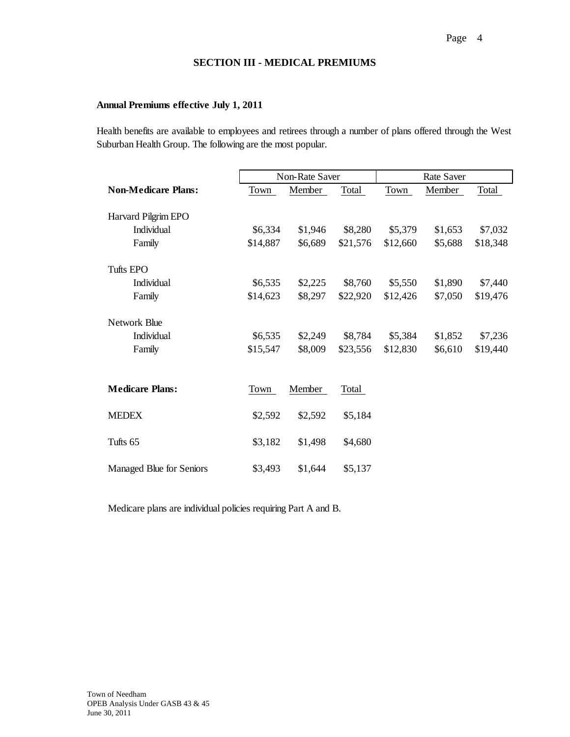## SECTION III - MEDICAL PREMIUMS

**Annual Premiums effective July 1, 2011**

Health benefits are available to employees and retirees through a number of plans offered through the West Suburban Health Group. The following are the most popular.

| | Non-Rate Saver | | | Rate Saver | | |
|---|---|---|---|---|---|---|
| **Non-Medicare Plans:** | Town | Member | Total | Town | Member | Total |
| Harvard Pilgrim EPO | | | | | | |
| Individual | $6,334 | $1,946 | $8,280 | $5,379 | $1,653 | $7,032 |
| Family | $14,887 | $6,689 | $21,576 | $12,660 | $5,688 | $18,348 |
| Tufts EPO | | | | | | |
| Individual | $6,535 | $2,225 | $8,760 | $5,550 | $1,890 | $7,440 |
| Family | $14,623 | $8,297 | $22,920 | $12,426 | $7,050 | $19,476 |
| Network Blue | | | | | | |
| Individual | $6,535 | $2,249 | $8,784 | $5,384 | $1,852 | $7,236 |
| Family | $15,547 | $8,009 | $23,556 | $12,830 | $6,610 | $19,440 |

| **Medicare Plans:** | Town | Member | Total |
|---|---|---|---|
| MEDEX | $2,592 | $2,592 | $5,184 |
| Tufts 65 | $3,182 | $1,498 | $4,680 |
| Managed Blue for Seniors | $3,493 | $1,644 | $5,137 |

Medicare plans are individual policies requiring Part A and B.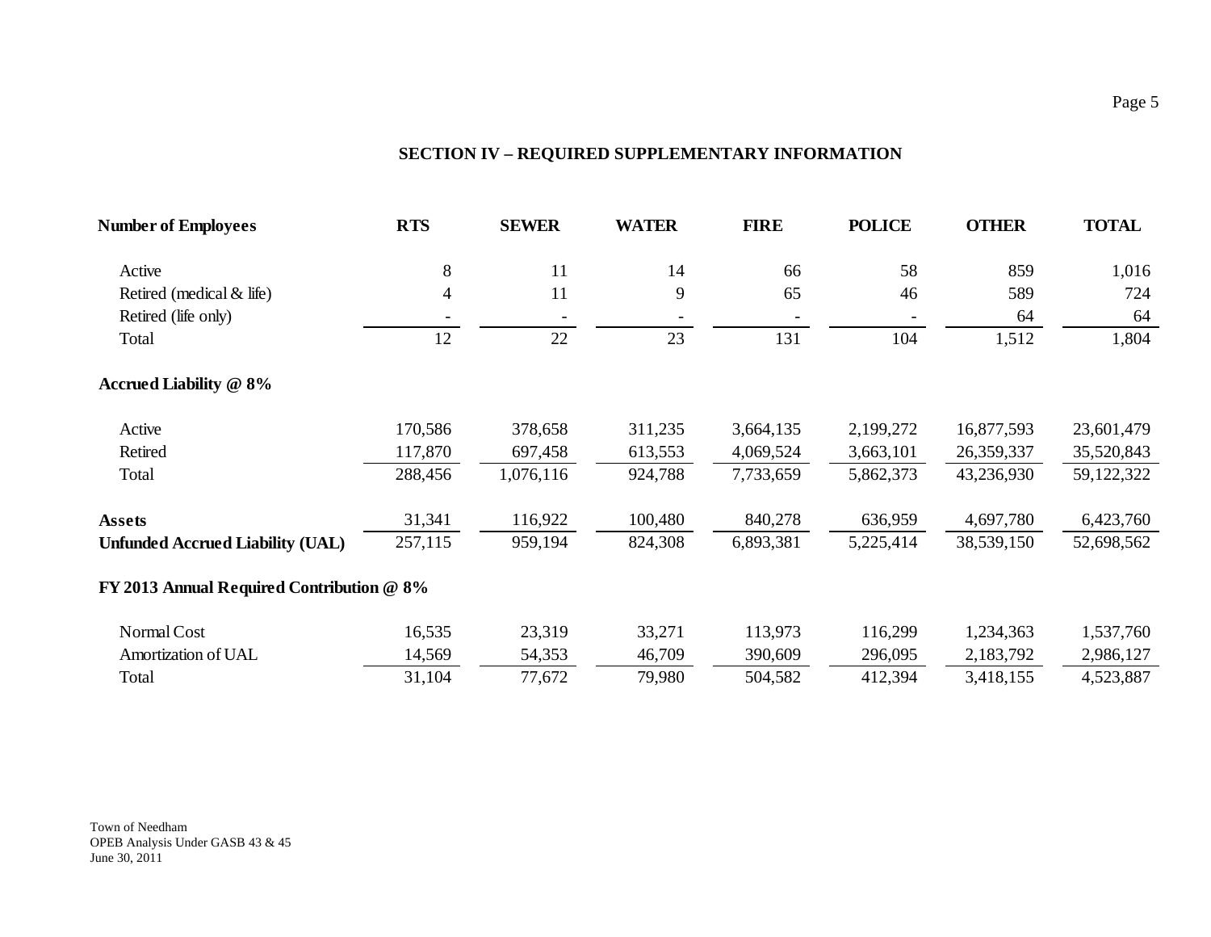## SECTION IV – REQUIRED SUPPLEMENTARY INFORMATION

| Number of Employees | RTS | SEWER | WATER | FIRE | POLICE | OTHER | TOTAL |
|---|---|---|---|---|---|---|---|
| Active | 8 | 11 | 14 | 66 | 58 | 859 | 1,016 |
| Retired (medical & life) | 4 | 11 | 9 | 65 | 46 | 589 | 724 |
| Retired (life only) | - | - | - | - | - | 64 | 64 |
| Total | 12 | 22 | 23 | 131 | 104 | 1,512 | 1,804 |
| **Accrued Liability @ 8%** | | | | | | | |
| Active | 170,586 | 378,658 | 311,235 | 3,664,135 | 2,199,272 | 16,877,593 | 23,601,479 |
| Retired | 117,870 | 697,458 | 613,553 | 4,069,524 | 3,663,101 | 26,359,337 | 35,520,843 |
| Total | 288,456 | 1,076,116 | 924,788 | 7,733,659 | 5,862,373 | 43,236,930 | 59,122,322 |
| **Assets** | 31,341 | 116,922 | 100,480 | 840,278 | 636,959 | 4,697,780 | 6,423,760 |
| **Unfunded Accrued Liability (UAL)** | 257,115 | 959,194 | 824,308 | 6,893,381 | 5,225,414 | 38,539,150 | 52,698,562 |
| **FY 2013 Annual Required Contribution @ 8%** | | | | | | | |
| Normal Cost | 16,535 | 23,319 | 33,271 | 113,973 | 116,299 | 1,234,363 | 1,537,760 |
| Amortization of UAL | 14,569 | 54,353 | 46,709 | 390,609 | 296,095 | 2,183,792 | 2,986,127 |
| Total | 31,104 | 77,672 | 79,980 | 504,582 | 412,394 | 3,418,155 | 4,523,887 |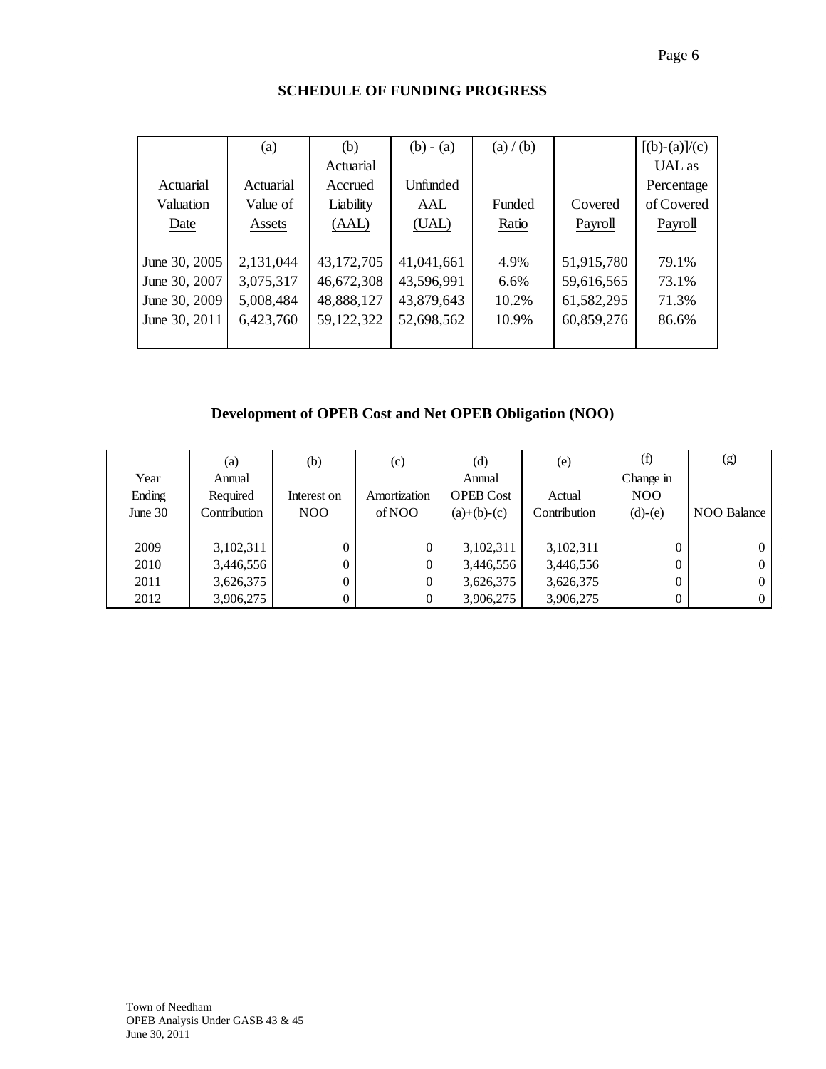## SCHEDULE OF FUNDING PROGRESS

| Actuarial Valuation Date | (a) Actuarial Value of Assets | (b) Actuarial Accrued Liability (AAL) | (b) - (a) Unfunded AAL (UAL) | (a) / (b) Funded Ratio | Covered Payroll | [(b)-(a)]/(c) UAL as Percentage of Covered Payroll |
|---|---|---|---|---|---|---|
| June 30, 2005 | 2,131,044 | 43,172,705 | 41,041,661 | 4.9% | 51,915,780 | 79.1% |
| June 30, 2007 | 3,075,317 | 46,672,308 | 43,596,991 | 6.6% | 59,616,565 | 73.1% |
| June 30, 2009 | 5,008,484 | 48,888,127 | 43,879,643 | 10.2% | 61,582,295 | 71.3% |
| June 30, 2011 | 6,423,760 | 59,122,322 | 52,698,562 | 10.9% | 60,859,276 | 86.6% |

## Development of OPEB Cost and Net OPEB Obligation (NOO)

| Year Ending June 30 | (a) Annual Required Contribution | (b) Interest on NOO | (c) Amortization of NOO | (d) Annual OPEB Cost (a)+(b)-(c) | (e) Actual Contribution | (f) Change in NOO (d)-(e) | (g) NOO Balance |
|---|---|---|---|---|---|---|---|
| 2009 | 3,102,311 | 0 | 0 | 3,102,311 | 3,102,311 | 0 | 0 |
| 2010 | 3,446,556 | 0 | 0 | 3,446,556 | 3,446,556 | 0 | 0 |
| 2011 | 3,626,375 | 0 | 0 | 3,626,375 | 3,626,375 | 0 | 0 |
| 2012 | 3,906,275 | 0 | 0 | 3,906,275 | 3,906,275 | 0 | 0 |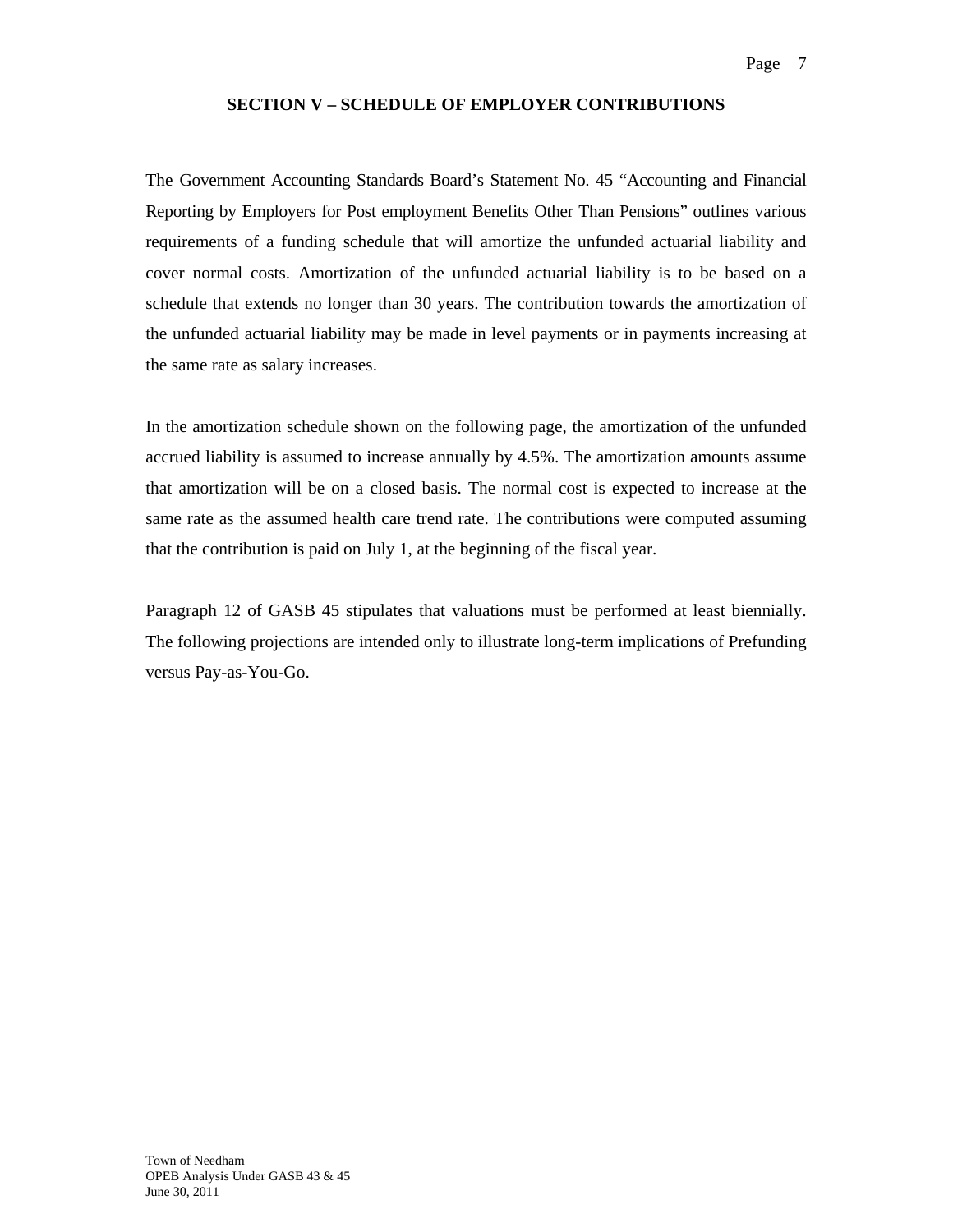## SECTION V – SCHEDULE OF EMPLOYER CONTRIBUTIONS

The Government Accounting Standards Board's Statement No. 45 "Accounting and Financial Reporting by Employers for Post employment Benefits Other Than Pensions" outlines various requirements of a funding schedule that will amortize the unfunded actuarial liability and cover normal costs. Amortization of the unfunded actuarial liability is to be based on a schedule that extends no longer than 30 years. The contribution towards the amortization of the unfunded actuarial liability may be made in level payments or in payments increasing at the same rate as salary increases.

In the amortization schedule shown on the following page, the amortization of the unfunded accrued liability is assumed to increase annually by 4.5%. The amortization amounts assume that amortization will be on a closed basis. The normal cost is expected to increase at the same rate as the assumed health care trend rate. The contributions were computed assuming that the contribution is paid on July 1, at the beginning of the fiscal year.

Paragraph 12 of GASB 45 stipulates that valuations must be performed at least biennially. The following projections are intended only to illustrate long-term implications of Prefunding versus Pay-as-You-Go.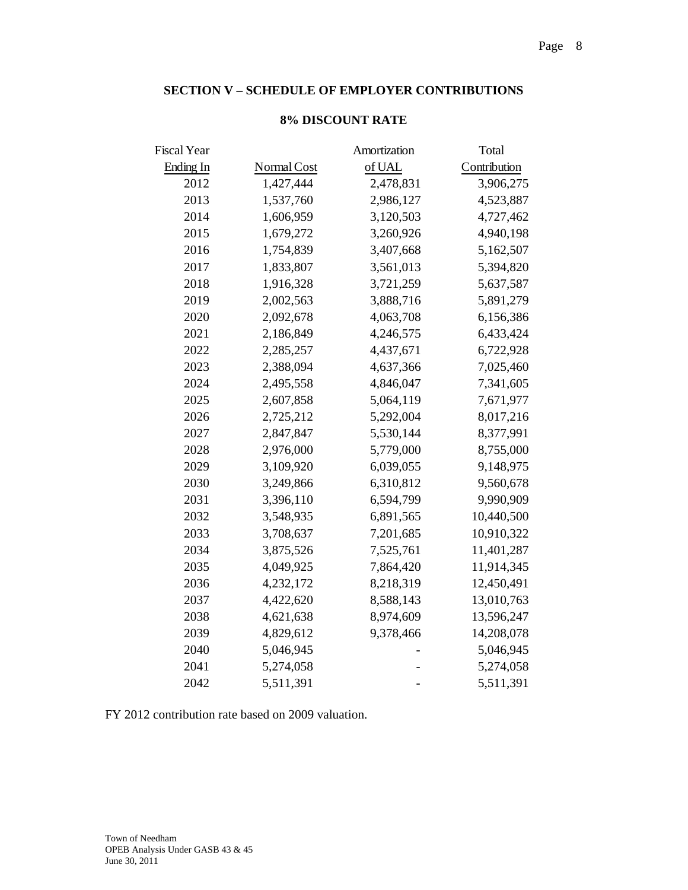## SECTION V – SCHEDULE OF EMPLOYER CONTRIBUTIONS

### 8% DISCOUNT RATE

| Fiscal Year Ending In | Normal Cost | Amortization of UAL | Total Contribution |
|---|---|---|---|
| 2012 | 1,427,444 | 2,478,831 | 3,906,275 |
| 2013 | 1,537,760 | 2,986,127 | 4,523,887 |
| 2014 | 1,606,959 | 3,120,503 | 4,727,462 |
| 2015 | 1,679,272 | 3,260,926 | 4,940,198 |
| 2016 | 1,754,839 | 3,407,668 | 5,162,507 |
| 2017 | 1,833,807 | 3,561,013 | 5,394,820 |
| 2018 | 1,916,328 | 3,721,259 | 5,637,587 |
| 2019 | 2,002,563 | 3,888,716 | 5,891,279 |
| 2020 | 2,092,678 | 4,063,708 | 6,156,386 |
| 2021 | 2,186,849 | 4,246,575 | 6,433,424 |
| 2022 | 2,285,257 | 4,437,671 | 6,722,928 |
| 2023 | 2,388,094 | 4,637,366 | 7,025,460 |
| 2024 | 2,495,558 | 4,846,047 | 7,341,605 |
| 2025 | 2,607,858 | 5,064,119 | 7,671,977 |
| 2026 | 2,725,212 | 5,292,004 | 8,017,216 |
| 2027 | 2,847,847 | 5,530,144 | 8,377,991 |
| 2028 | 2,976,000 | 5,779,000 | 8,755,000 |
| 2029 | 3,109,920 | 6,039,055 | 9,148,975 |
| 2030 | 3,249,866 | 6,310,812 | 9,560,678 |
| 2031 | 3,396,110 | 6,594,799 | 9,990,909 |
| 2032 | 3,548,935 | 6,891,565 | 10,440,500 |
| 2033 | 3,708,637 | 7,201,685 | 10,910,322 |
| 2034 | 3,875,526 | 7,525,761 | 11,401,287 |
| 2035 | 4,049,925 | 7,864,420 | 11,914,345 |
| 2036 | 4,232,172 | 8,218,319 | 12,450,491 |
| 2037 | 4,422,620 | 8,588,143 | 13,010,763 |
| 2038 | 4,621,638 | 8,974,609 | 13,596,247 |
| 2039 | 4,829,612 | 9,378,466 | 14,208,078 |
| 2040 | 5,046,945 | - | 5,046,945 |
| 2041 | 5,274,058 | - | 5,274,058 |
| 2042 | 5,511,391 | - | 5,511,391 |

FY 2012 contribution rate based on 2009 valuation.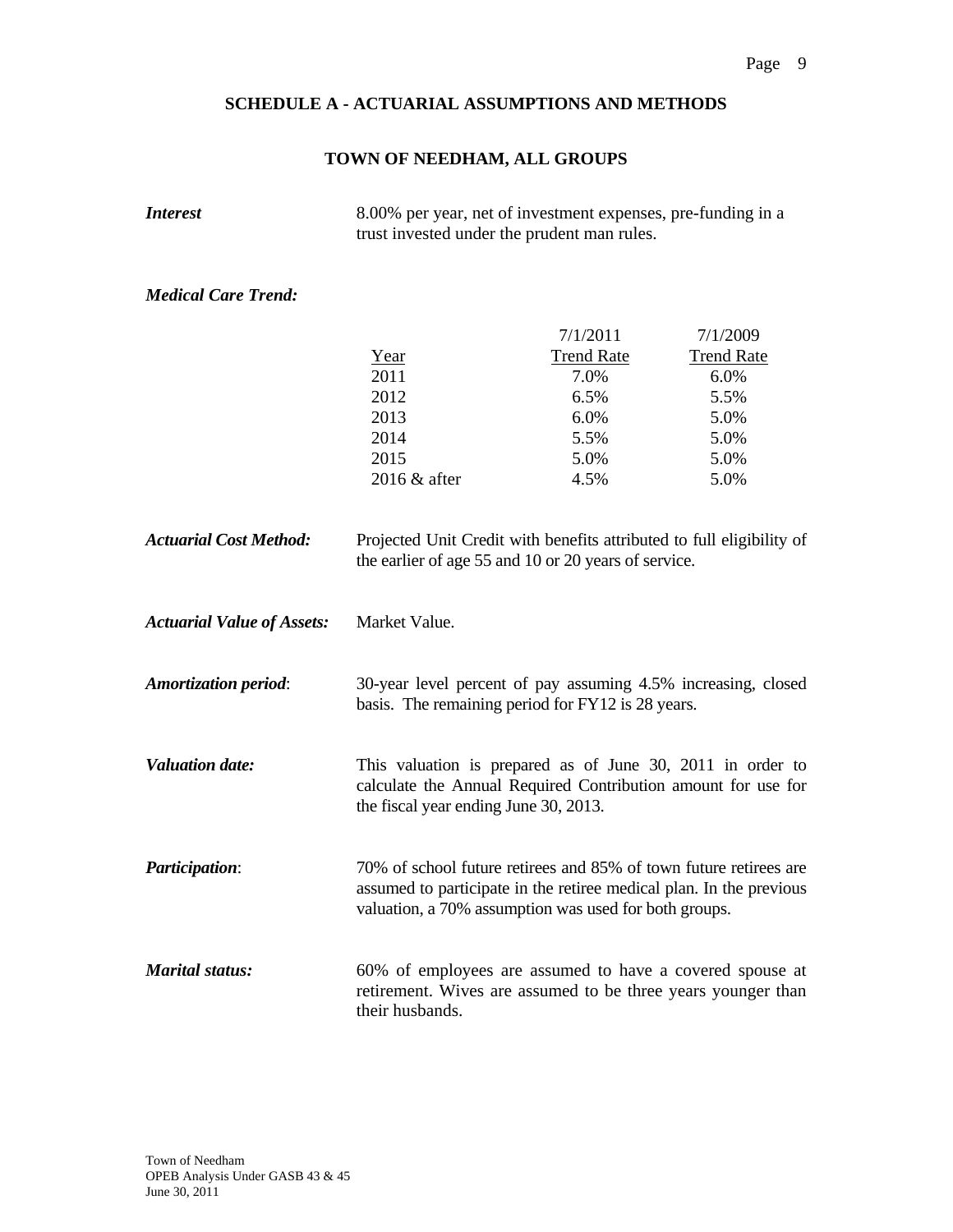## SCHEDULE A - ACTUARIAL ASSUMPTIONS AND METHODS

### TOWN OF NEEDHAM, ALL GROUPS

***Interest*** 8.00% per year, net of investment expenses, pre-funding in a trust invested under the prudent man rules.

***Medical Care Trend:***

| Year | 7/1/2011 Trend Rate | 7/1/2009 Trend Rate |
|---|---|---|
| 2011 | 7.0% | 6.0% |
| 2012 | 6.5% | 5.5% |
| 2013 | 6.0% | 5.0% |
| 2014 | 5.5% | 5.0% |
| 2015 | 5.0% | 5.0% |
| 2016 & after | 4.5% | 5.0% |

***Actuarial Cost Method:*** Projected Unit Credit with benefits attributed to full eligibility of the earlier of age 55 and 10 or 20 years of service.

***Actuarial Value of Assets:*** Market Value.

***Amortization period***: 30-year level percent of pay assuming 4.5% increasing, closed basis. The remaining period for FY12 is 28 years.

***Valuation date:*** This valuation is prepared as of June 30, 2011 in order to calculate the Annual Required Contribution amount for use for the fiscal year ending June 30, 2013.

***Participation***: 70% of school future retirees and 85% of town future retirees are assumed to participate in the retiree medical plan. In the previous valuation, a 70% assumption was used for both groups.

***Marital status:*** 60% of employees are assumed to have a covered spouse at retirement. Wives are assumed to be three years younger than their husbands.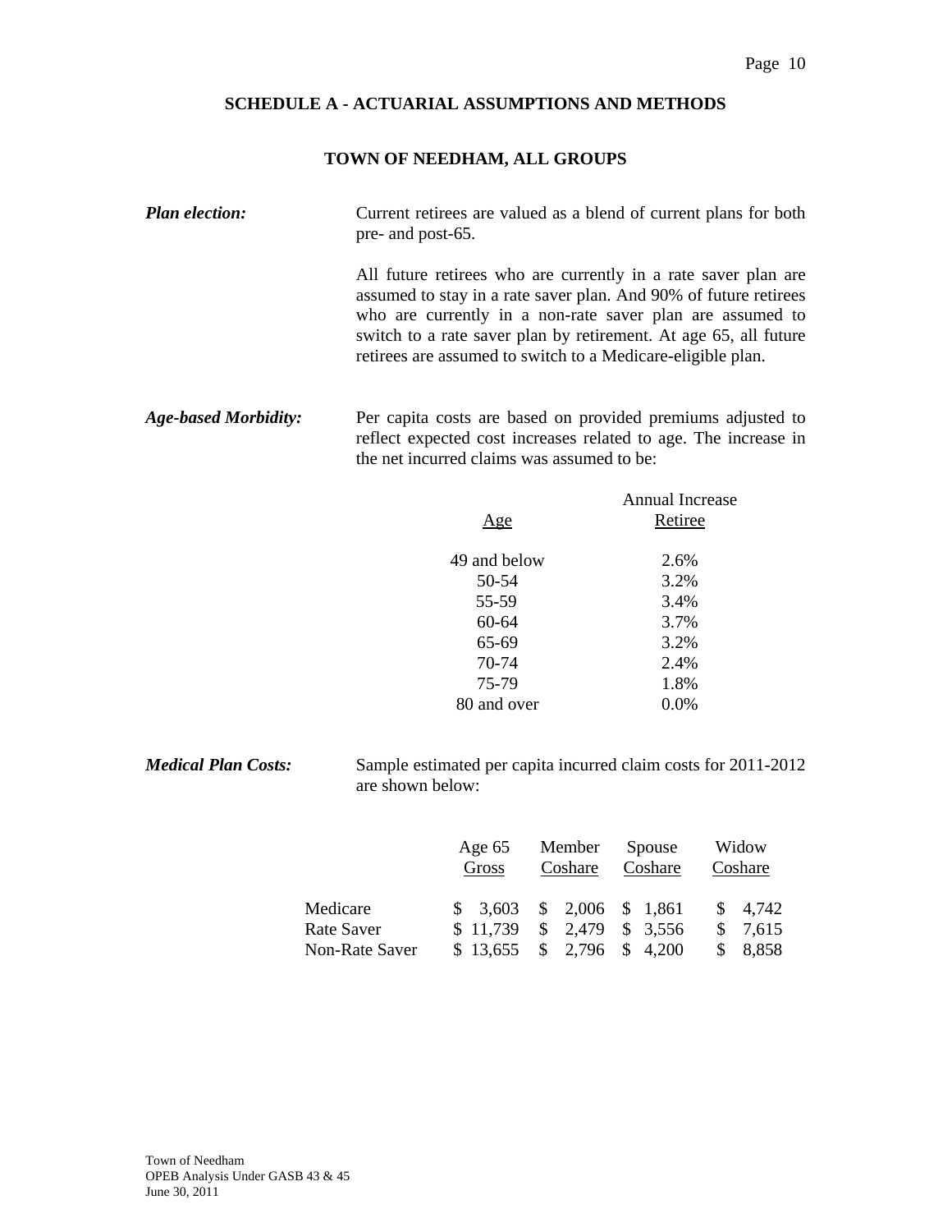## SCHEDULE A - ACTUARIAL ASSUMPTIONS AND METHODS

### TOWN OF NEEDHAM, ALL GROUPS

***Plan election:*** Current retirees are valued as a blend of current plans for both pre- and post-65.

All future retirees who are currently in a rate saver plan are assumed to stay in a rate saver plan. And 90% of future retirees who are currently in a non-rate saver plan are assumed to switch to a rate saver plan by retirement. At age 65, all future retirees are assumed to switch to a Medicare-eligible plan.

***Age-based Morbidity:*** Per capita costs are based on provided premiums adjusted to reflect expected cost increases related to age. The increase in the net incurred claims was assumed to be:

| Age | Annual Increase Retiree |
|---|---|
| 49 and below | 2.6% |
| 50-54 | 3.2% |
| 55-59 | 3.4% |
| 60-64 | 3.7% |
| 65-69 | 3.2% |
| 70-74 | 2.4% |
| 75-79 | 1.8% |
| 80 and over | 0.0% |

***Medical Plan Costs:*** Sample estimated per capita incurred claim costs for 2011-2012 are shown below:

| | Age 65 Gross | Member Coshare | Spouse Coshare | Widow Coshare |
|---|---|---|---|---|
| Medicare | $ 3,603 | $ 2,006 | $ 1,861 | $ 4,742 |
| Rate Saver | $ 11,739 | $ 2,479 | $ 3,556 | $ 7,615 |
| Non-Rate Saver | $ 13,655 | $ 2,796 | $ 4,200 | $ 8,858 |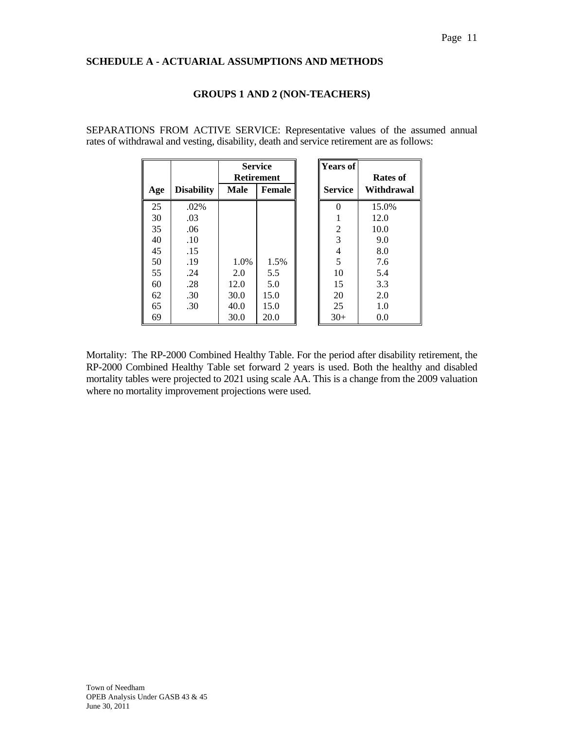## SCHEDULE A - ACTUARIAL ASSUMPTIONS AND METHODS

### GROUPS 1 AND 2 (NON-TEACHERS)

SEPARATIONS FROM ACTIVE SERVICE: Representative values of the assumed annual rates of withdrawal and vesting, disability, death and service retirement are as follows:

| Age | Disability | Service Retirement Male | Service Retirement Female |
|---|---|---|---|
| 25 | .02% | | |
| 30 | .03 | | |
| 35 | .06 | | |
| 40 | .10 | | |
| 45 | .15 | | |
| 50 | .19 | 1.0% | 1.5% |
| 55 | .24 | 2.0 | 5.5 |
| 60 | .28 | 12.0 | 5.0 |
| 62 | .30 | 30.0 | 15.0 |
| 65 | .30 | 40.0 | 15.0 |
| 69 | | 30.0 | 20.0 |

| Years of Service | Rates of Withdrawal |
|---|---|
| 0 | 15.0% |
| 1 | 12.0 |
| 2 | 10.0 |
| 3 | 9.0 |
| 4 | 8.0 |
| 5 | 7.6 |
| 10 | 5.4 |
| 15 | 3.3 |
| 20 | 2.0 |
| 25 | 1.0 |
| 30+ | 0.0 |

Mortality: The RP-2000 Combined Healthy Table. For the period after disability retirement, the RP-2000 Combined Healthy Table set forward 2 years is used. Both the healthy and disabled mortality tables were projected to 2021 using scale AA. This is a change from the 2009 valuation where no mortality improvement projections were used.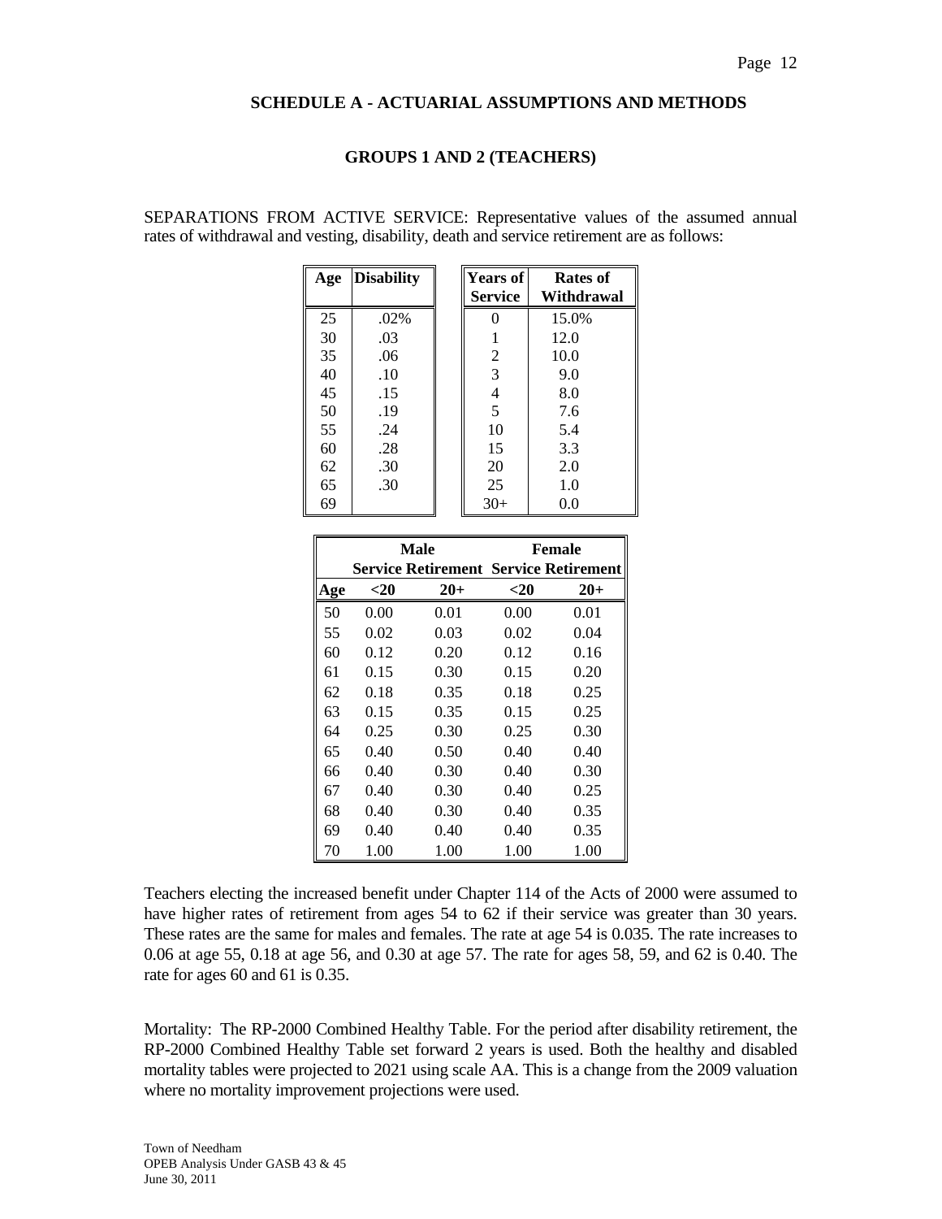## SCHEDULE A - ACTUARIAL ASSUMPTIONS AND METHODS

### GROUPS 1 AND 2 (TEACHERS)

SEPARATIONS FROM ACTIVE SERVICE: Representative values of the assumed annual rates of withdrawal and vesting, disability, death and service retirement are as follows:

| Age | Disability |
|---|---|
| 25 | .02% |
| 30 | .03 |
| 35 | .06 |
| 40 | .10 |
| 45 | .15 |
| 50 | .19 |
| 55 | .24 |
| 60 | .28 |
| 62 | .30 |
| 65 | .30 |
| 69 | |

| Years of Service | Rates of Withdrawal |
|---|---|
| 0 | 15.0% |
| 1 | 12.0 |
| 2 | 10.0 |
| 3 | 9.0 |
| 4 | 8.0 |
| 5 | 7.6 |
| 10 | 5.4 |
| 15 | 3.3 |
| 20 | 2.0 |
| 25 | 1.0 |
| 30+ | 0.0 |

| | Male Service Retirement | | Female Service Retirement | |
|---|---|---|---|---|
| Age | <20 | 20+ | <20 | 20+ |
| 50 | 0.00 | 0.01 | 0.00 | 0.01 |
| 55 | 0.02 | 0.03 | 0.02 | 0.04 |
| 60 | 0.12 | 0.20 | 0.12 | 0.16 |
| 61 | 0.15 | 0.30 | 0.15 | 0.20 |
| 62 | 0.18 | 0.35 | 0.18 | 0.25 |
| 63 | 0.15 | 0.35 | 0.15 | 0.25 |
| 64 | 0.25 | 0.30 | 0.25 | 0.30 |
| 65 | 0.40 | 0.50 | 0.40 | 0.40 |
| 66 | 0.40 | 0.30 | 0.40 | 0.30 |
| 67 | 0.40 | 0.30 | 0.40 | 0.25 |
| 68 | 0.40 | 0.30 | 0.40 | 0.35 |
| 69 | 0.40 | 0.40 | 0.40 | 0.35 |
| 70 | 1.00 | 1.00 | 1.00 | 1.00 |

Teachers electing the increased benefit under Chapter 114 of the Acts of 2000 were assumed to have higher rates of retirement from ages 54 to 62 if their service was greater than 30 years. These rates are the same for males and females. The rate at age 54 is 0.035. The rate increases to 0.06 at age 55, 0.18 at age 56, and 0.30 at age 57. The rate for ages 58, 59, and 62 is 0.40. The rate for ages 60 and 61 is 0.35.

Mortality: The RP-2000 Combined Healthy Table. For the period after disability retirement, the RP-2000 Combined Healthy Table set forward 2 years is used. Both the healthy and disabled mortality tables were projected to 2021 using scale AA. This is a change from the 2009 valuation where no mortality improvement projections were used.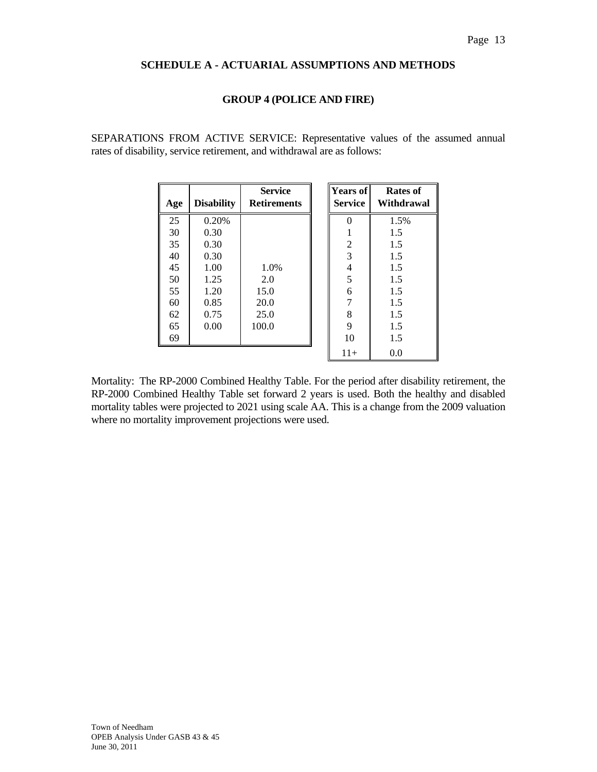## SCHEDULE A - ACTUARIAL ASSUMPTIONS AND METHODS

### GROUP 4 (POLICE AND FIRE)

SEPARATIONS FROM ACTIVE SERVICE: Representative values of the assumed annual rates of disability, service retirement, and withdrawal are as follows:

| Age | Disability | Service Retirements |
|---|---|---|
| 25 | 0.20% | |
| 30 | 0.30 | |
| 35 | 0.30 | |
| 40 | 0.30 | |
| 45 | 1.00 | 1.0% |
| 50 | 1.25 | 2.0 |
| 55 | 1.20 | 15.0 |
| 60 | 0.85 | 20.0 |
| 62 | 0.75 | 25.0 |
| 65 | 0.00 | 100.0 |
| 69 | | |

| Years of Service | Rates of Withdrawal |
|---|---|
| 0 | 1.5% |
| 1 | 1.5 |
| 2 | 1.5 |
| 3 | 1.5 |
| 4 | 1.5 |
| 5 | 1.5 |
| 6 | 1.5 |
| 7 | 1.5 |
| 8 | 1.5 |
| 9 | 1.5 |
| 10 | 1.5 |
| 11+ | 0.0 |

Mortality: The RP-2000 Combined Healthy Table. For the period after disability retirement, the RP-2000 Combined Healthy Table set forward 2 years is used. Both the healthy and disabled mortality tables were projected to 2021 using scale AA. This is a change from the 2009 valuation where no mortality improvement projections were used.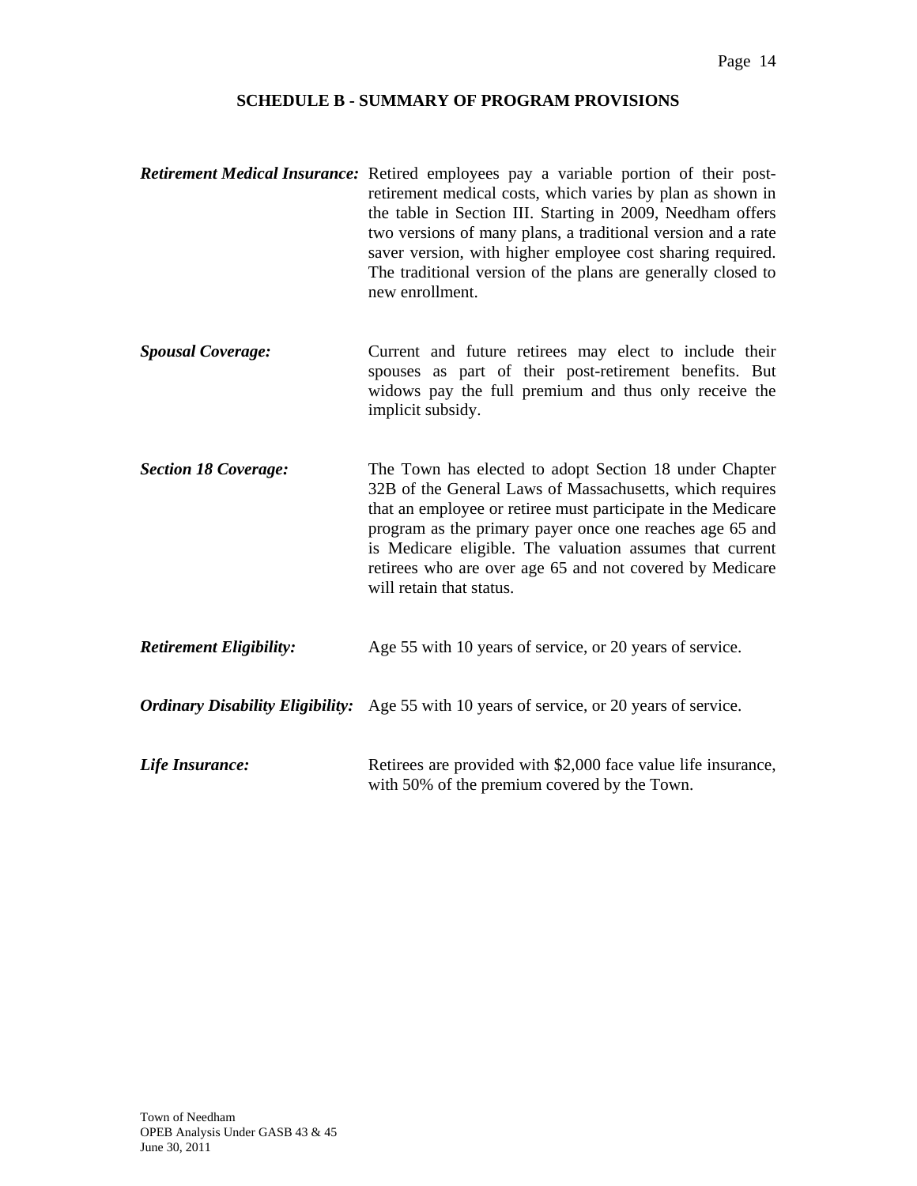## SCHEDULE B - SUMMARY OF PROGRAM PROVISIONS

***Retirement Medical Insurance:*** Retired employees pay a variable portion of their post-retirement medical costs, which varies by plan as shown in the table in Section III. Starting in 2009, Needham offers two versions of many plans, a traditional version and a rate saver version, with higher employee cost sharing required. The traditional version of the plans are generally closed to new enrollment.

***Spousal Coverage:*** Current and future retirees may elect to include their spouses as part of their post-retirement benefits. But widows pay the full premium and thus only receive the implicit subsidy.

***Section 18 Coverage:*** The Town has elected to adopt Section 18 under Chapter 32B of the General Laws of Massachusetts, which requires that an employee or retiree must participate in the Medicare program as the primary payer once one reaches age 65 and is Medicare eligible. The valuation assumes that current retirees who are over age 65 and not covered by Medicare will retain that status.

***Retirement Eligibility:*** Age 55 with 10 years of service, or 20 years of service.

***Ordinary Disability Eligibility:*** Age 55 with 10 years of service, or 20 years of service.

***Life Insurance:*** Retirees are provided with $2,000 face value life insurance, with 50% of the premium covered by the Town.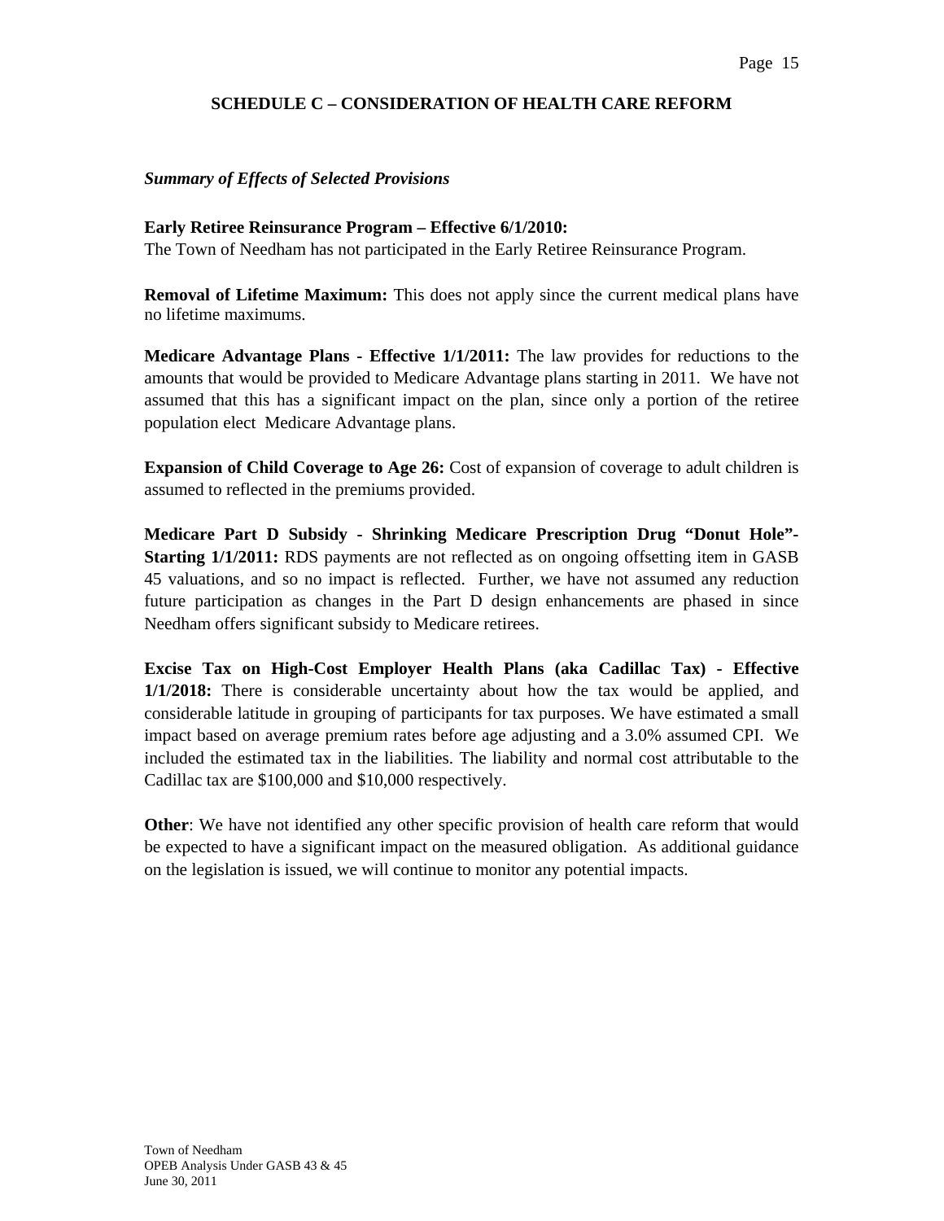## SCHEDULE C – CONSIDERATION OF HEALTH CARE REFORM

***Summary of Effects of Selected Provisions***

**Early Retiree Reinsurance Program – Effective 6/1/2010:**
The Town of Needham has not participated in the Early Retiree Reinsurance Program.

**Removal of Lifetime Maximum:** This does not apply since the current medical plans have no lifetime maximums.

**Medicare Advantage Plans - Effective 1/1/2011:** The law provides for reductions to the amounts that would be provided to Medicare Advantage plans starting in 2011. We have not assumed that this has a significant impact on the plan, since only a portion of the retiree population elect Medicare Advantage plans.

**Expansion of Child Coverage to Age 26:** Cost of expansion of coverage to adult children is assumed to reflected in the premiums provided.

**Medicare Part D Subsidy - Shrinking Medicare Prescription Drug "Donut Hole"- Starting 1/1/2011:** RDS payments are not reflected as on ongoing offsetting item in GASB 45 valuations, and so no impact is reflected. Further, we have not assumed any reduction future participation as changes in the Part D design enhancements are phased in since Needham offers significant subsidy to Medicare retirees.

**Excise Tax on High-Cost Employer Health Plans (aka Cadillac Tax) - Effective 1/1/2018:** There is considerable uncertainty about how the tax would be applied, and considerable latitude in grouping of participants for tax purposes. We have estimated a small impact based on average premium rates before age adjusting and a 3.0% assumed CPI. We included the estimated tax in the liabilities. The liability and normal cost attributable to the Cadillac tax are $100,000 and $10,000 respectively.

**Other**: We have not identified any other specific provision of health care reform that would be expected to have a significant impact on the measured obligation. As additional guidance on the legislation is issued, we will continue to monitor any potential impacts.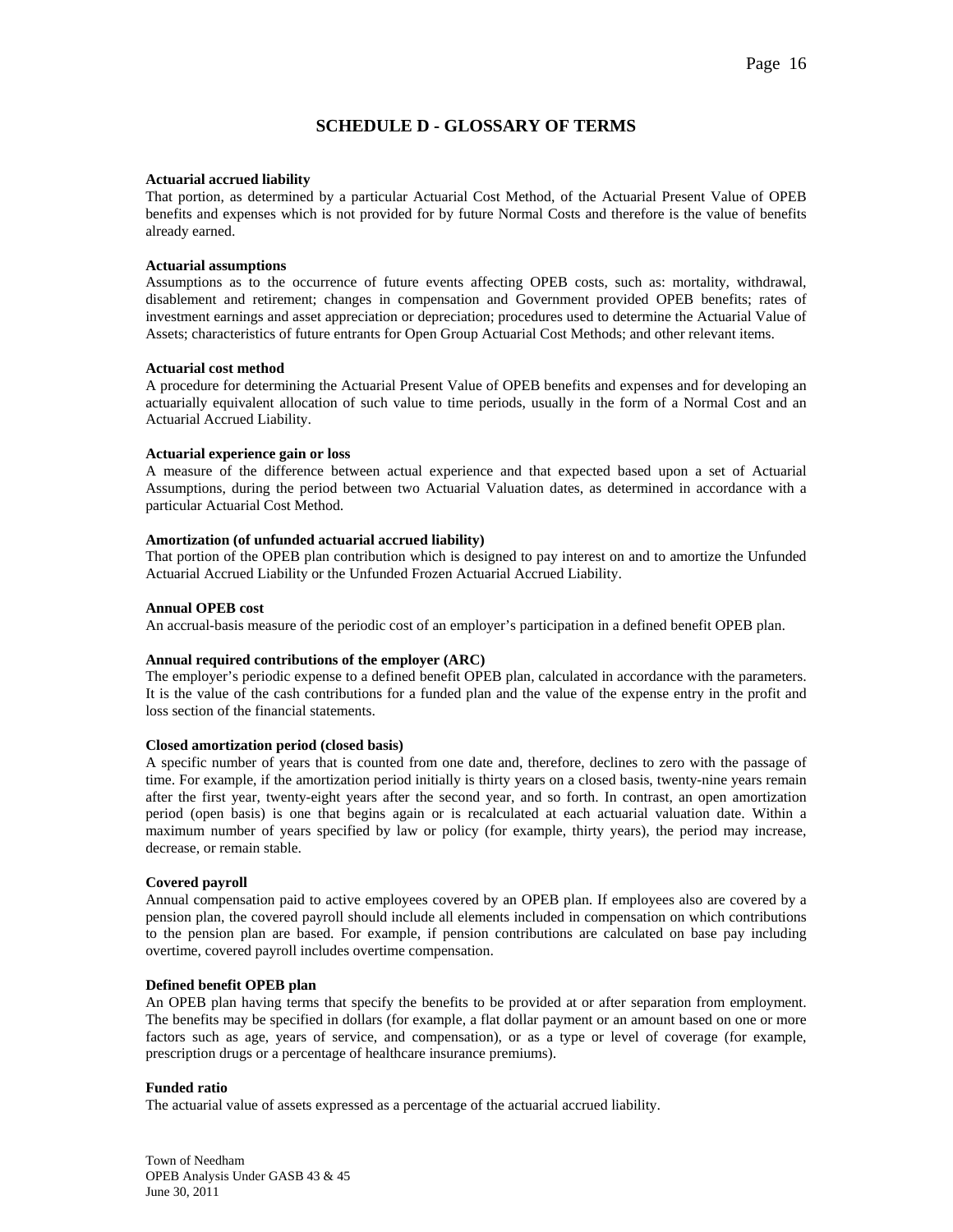## SCHEDULE D - GLOSSARY OF TERMS

**Actuarial accrued liability**
That portion, as determined by a particular Actuarial Cost Method, of the Actuarial Present Value of OPEB benefits and expenses which is not provided for by future Normal Costs and therefore is the value of benefits already earned.

**Actuarial assumptions**
Assumptions as to the occurrence of future events affecting OPEB costs, such as: mortality, withdrawal, disablement and retirement; changes in compensation and Government provided OPEB benefits; rates of investment earnings and asset appreciation or depreciation; procedures used to determine the Actuarial Value of Assets; characteristics of future entrants for Open Group Actuarial Cost Methods; and other relevant items.

**Actuarial cost method**
A procedure for determining the Actuarial Present Value of OPEB benefits and expenses and for developing an actuarially equivalent allocation of such value to time periods, usually in the form of a Normal Cost and an Actuarial Accrued Liability.

**Actuarial experience gain or loss**
A measure of the difference between actual experience and that expected based upon a set of Actuarial Assumptions, during the period between two Actuarial Valuation dates, as determined in accordance with a particular Actuarial Cost Method.

**Amortization (of unfunded actuarial accrued liability)**
That portion of the OPEB plan contribution which is designed to pay interest on and to amortize the Unfunded Actuarial Accrued Liability or the Unfunded Frozen Actuarial Accrued Liability.

**Annual OPEB cost**
An accrual-basis measure of the periodic cost of an employer's participation in a defined benefit OPEB plan.

**Annual required contributions of the employer (ARC)**
The employer's periodic expense to a defined benefit OPEB plan, calculated in accordance with the parameters. It is the value of the cash contributions for a funded plan and the value of the expense entry in the profit and loss section of the financial statements.

**Closed amortization period (closed basis)**
A specific number of years that is counted from one date and, therefore, declines to zero with the passage of time. For example, if the amortization period initially is thirty years on a closed basis, twenty-nine years remain after the first year, twenty-eight years after the second year, and so forth. In contrast, an open amortization period (open basis) is one that begins again or is recalculated at each actuarial valuation date. Within a maximum number of years specified by law or policy (for example, thirty years), the period may increase, decrease, or remain stable.

**Covered payroll**
Annual compensation paid to active employees covered by an OPEB plan. If employees also are covered by a pension plan, the covered payroll should include all elements included in compensation on which contributions to the pension plan are based. For example, if pension contributions are calculated on base pay including overtime, covered payroll includes overtime compensation.

**Defined benefit OPEB plan**
An OPEB plan having terms that specify the benefits to be provided at or after separation from employment. The benefits may be specified in dollars (for example, a flat dollar payment or an amount based on one or more factors such as age, years of service, and compensation), or as a type or level of coverage (for example, prescription drugs or a percentage of healthcare insurance premiums).

**Funded ratio**
The actuarial value of assets expressed as a percentage of the actuarial accrued liability.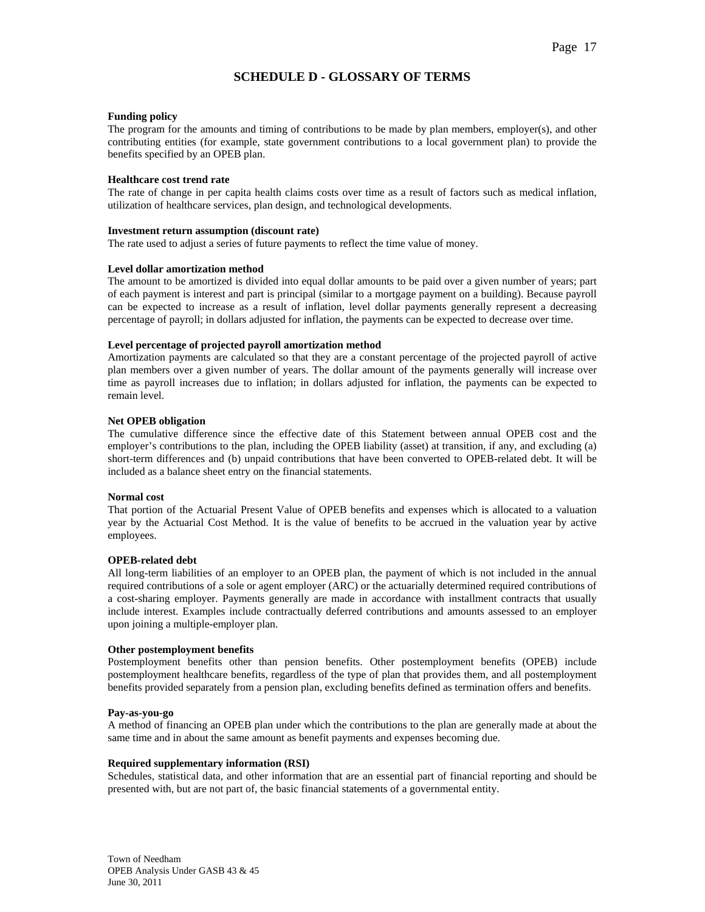## SCHEDULE D - GLOSSARY OF TERMS

**Funding policy**
The program for the amounts and timing of contributions to be made by plan members, employer(s), and other contributing entities (for example, state government contributions to a local government plan) to provide the benefits specified by an OPEB plan.

**Healthcare cost trend rate**
The rate of change in per capita health claims costs over time as a result of factors such as medical inflation, utilization of healthcare services, plan design, and technological developments.

**Investment return assumption (discount rate)**
The rate used to adjust a series of future payments to reflect the time value of money.

**Level dollar amortization method**
The amount to be amortized is divided into equal dollar amounts to be paid over a given number of years; part of each payment is interest and part is principal (similar to a mortgage payment on a building). Because payroll can be expected to increase as a result of inflation, level dollar payments generally represent a decreasing percentage of payroll; in dollars adjusted for inflation, the payments can be expected to decrease over time.

**Level percentage of projected payroll amortization method**
Amortization payments are calculated so that they are a constant percentage of the projected payroll of active plan members over a given number of years. The dollar amount of the payments generally will increase over time as payroll increases due to inflation; in dollars adjusted for inflation, the payments can be expected to remain level.

**Net OPEB obligation**
The cumulative difference since the effective date of this Statement between annual OPEB cost and the employer's contributions to the plan, including the OPEB liability (asset) at transition, if any, and excluding (a) short-term differences and (b) unpaid contributions that have been converted to OPEB-related debt. It will be included as a balance sheet entry on the financial statements.

**Normal cost**
That portion of the Actuarial Present Value of OPEB benefits and expenses which is allocated to a valuation year by the Actuarial Cost Method. It is the value of benefits to be accrued in the valuation year by active employees.

**OPEB-related debt**
All long-term liabilities of an employer to an OPEB plan, the payment of which is not included in the annual required contributions of a sole or agent employer (ARC) or the actuarially determined required contributions of a cost-sharing employer. Payments generally are made in accordance with installment contracts that usually include interest. Examples include contractually deferred contributions and amounts assessed to an employer upon joining a multiple-employer plan.

**Other postemployment benefits**
Postemployment benefits other than pension benefits. Other postemployment benefits (OPEB) include postemployment healthcare benefits, regardless of the type of plan that provides them, and all postemployment benefits provided separately from a pension plan, excluding benefits defined as termination offers and benefits.

**Pay-as-you-go**
A method of financing an OPEB plan under which the contributions to the plan are generally made at about the same time and in about the same amount as benefit payments and expenses becoming due.

**Required supplementary information (RSI)**
Schedules, statistical data, and other information that are an essential part of financial reporting and should be presented with, but are not part of, the basic financial statements of a governmental entity.